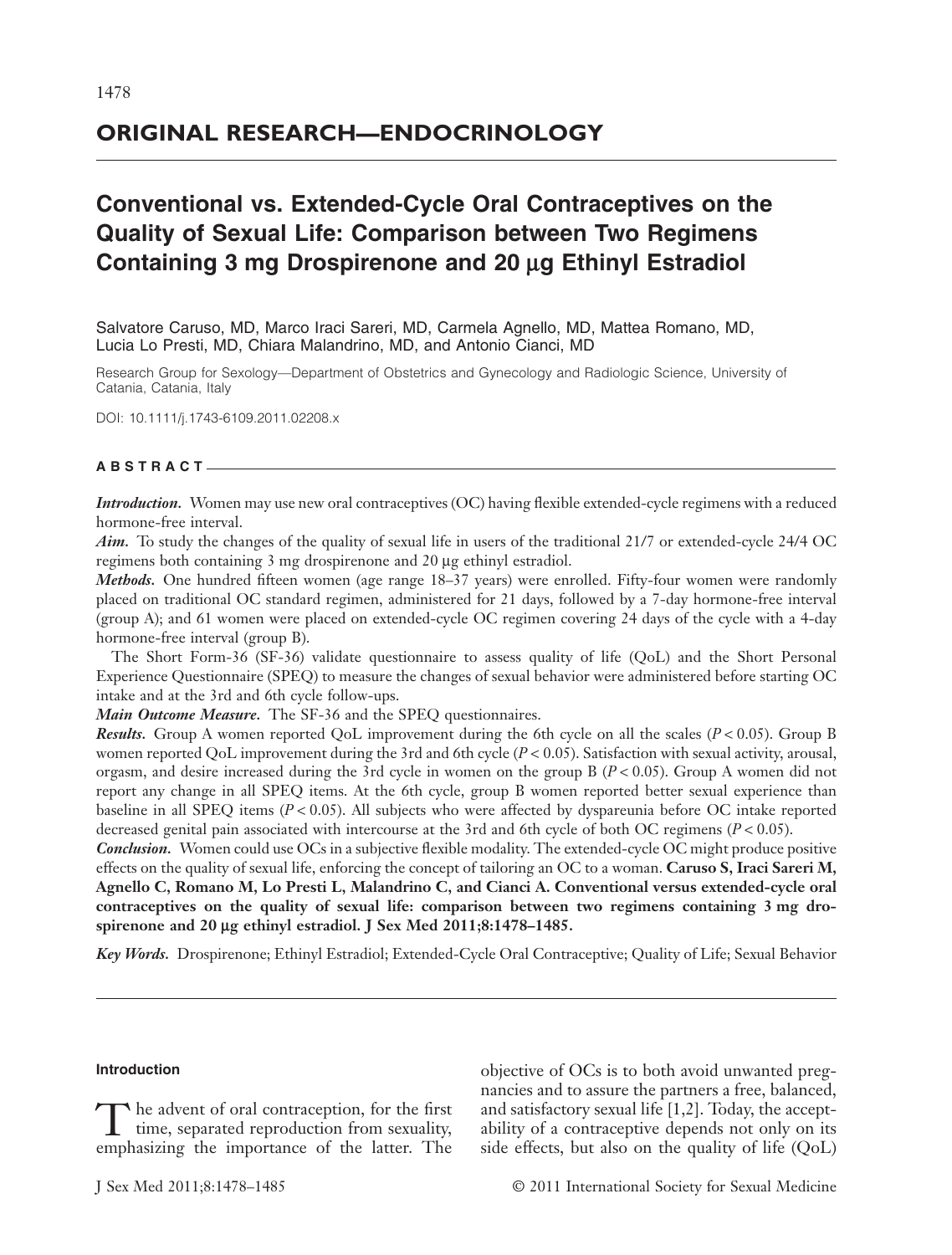## ORIGINAL RESEARCH—ENDOCRINOLOGY

# Conventional vs. Extended-Cycle Oral Contraceptives on the Quality of Sexual Life: Comparison between Two Regimens Containing 3 mg Drospirenone and 20 μg Ethinyl Estradiol

Salvatore Caruso, MD, Marco Iraci Sareri, MD, Carmela Agnello, MD, Mattea Romano, MD, Lucia Lo Presti, MD, Chiara Malandrino, MD, and Antonio Cianci, MD

Research Group for Sexology—Department of Obstetrics and Gynecology and Radiologic Science, University of Catania, Catania, Italy

DOI: 10.1111/j.1743-6109.2011.02208.x

### ABSTRACT

***Introduction.*** Women may use new oral contraceptives (OC) having flexible extended-cycle regimens with a reduced hormone-free interval.

***Aim.*** To study the changes of the quality of sexual life in users of the traditional 21/7 or extended-cycle 24/4 OC regimens both containing 3 mg drospirenone and 20 μg ethinyl estradiol.

***Methods.*** One hundred fifteen women (age range 18–37 years) were enrolled. Fifty-four women were randomly placed on traditional OC standard regimen, administered for 21 days, followed by a 7-day hormone-free interval (group A); and 61 women were placed on extended-cycle OC regimen covering 24 days of the cycle with a 4-day hormone-free interval (group B).

The Short Form-36 (SF-36) validate questionnaire to assess quality of life (QoL) and the Short Personal Experience Questionnaire (SPEQ) to measure the changes of sexual behavior were administered before starting OC intake and at the 3rd and 6th cycle follow-ups.

***Main Outcome Measure.*** The SF-36 and the SPEQ questionnaires.

***Results.*** Group A women reported QoL improvement during the 6th cycle on all the scales ($P < 0.05$). Group B women reported QoL improvement during the 3rd and 6th cycle ($P < 0.05$). Satisfaction with sexual activity, arousal, orgasm, and desire increased during the 3rd cycle in women on the group B ($P < 0.05$). Group A women did not report any change in all SPEQ items. At the 6th cycle, group B women reported better sexual experience than baseline in all SPEQ items ($P < 0.05$). All subjects who were affected by dyspareunia before OC intake reported decreased genital pain associated with intercourse at the 3rd and 6th cycle of both OC regimens ($P < 0.05$).

***Conclusion.*** Women could use OCs in a subjective flexible modality. The extended-cycle OC might produce positive effects on the quality of sexual life, enforcing the concept of tailoring an OC to a woman. **Caruso S, Iraci Sareri M, Agnello C, Romano M, Lo Presti L, Malandrino C, and Cianci A. Conventional versus extended-cycle oral contraceptives on the quality of sexual life: comparison between two regimens containing 3 mg drospirenone and 20 μg ethinyl estradiol. J Sex Med 2011;8:1478–1485.**

***Key Words.*** Drospirenone; Ethinyl Estradiol; Extended-Cycle Oral Contraceptive; Quality of Life; Sexual Behavior

### Introduction

The advent of oral contraception, for the first time, separated reproduction from sexuality, emphasizing the importance of the latter. The objective of OCs is to both avoid unwanted pregnancies and to assure the partners a free, balanced, and satisfactory sexual life [1,2]. Today, the acceptability of a contraceptive depends not only on its side effects, but also on the quality of life (QoL)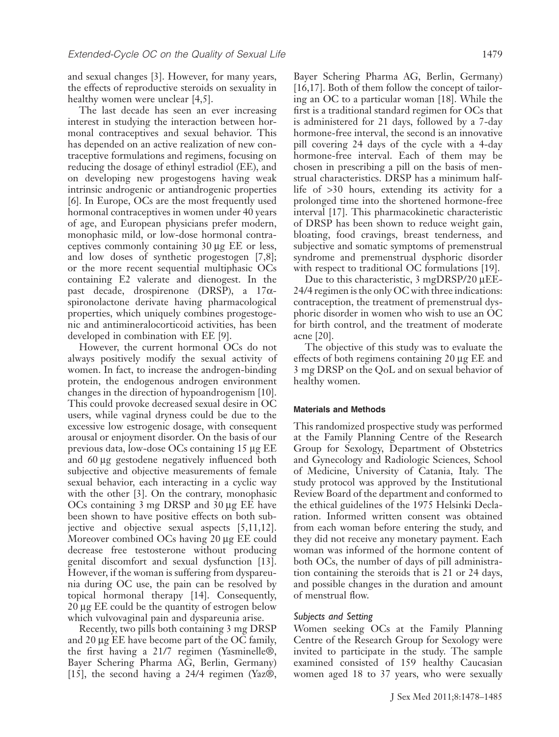and sexual changes [3]. However, for many years, the effects of reproductive steroids on sexuality in healthy women were unclear [4,5].

The last decade has seen an ever increasing interest in studying the interaction between hormonal contraceptives and sexual behavior. This has depended on an active realization of new contraceptive formulations and regimens, focusing on reducing the dosage of ethinyl estradiol (EE), and on developing new progestogens having weak intrinsic androgenic or antiandrogenic properties [6]. In Europe, OCs are the most frequently used hormonal contraceptives in women under 40 years of age, and European physicians prefer modern, monophasic mild, or low-dose hormonal contraceptives commonly containing 30 µg EE or less, and low doses of synthetic progestogen [7,8]; or the more recent sequential multiphasic OCs containing E2 valerate and dienogest. In the past decade, drospirenone (DRSP), a 17α-spironolactone derivate having pharmacological properties, which uniquely combines progestogenic and antimineralocorticoid activities, has been developed in combination with EE [9].

However, the current hormonal OCs do not always positively modify the sexual activity of women. In fact, to increase the androgen-binding protein, the endogenous androgen environment changes in the direction of hypoandrogenism [10]. This could provoke decreased sexual desire in OC users, while vaginal dryness could be due to the excessive low estrogenic dosage, with consequent arousal or enjoyment disorder. On the basis of our previous data, low-dose OCs containing 15 µg EE and 60 µg gestodene negatively influenced both subjective and objective measurements of female sexual behavior, each interacting in a cyclic way with the other [3]. On the contrary, monophasic OCs containing 3 mg DRSP and 30 µg EE have been shown to have positive effects on both subjective and objective sexual aspects [5,11,12]. Moreover combined OCs having 20 µg EE could decrease free testosterone without producing genital discomfort and sexual dysfunction [13]. However, if the woman is suffering from dyspareunia during OC use, the pain can be resolved by topical hormonal therapy [14]. Consequently, 20 µg EE could be the quantity of estrogen below which vulvovaginal pain and dyspareunia arise.

Recently, two pills both containing 3 mg DRSP and 20 µg EE have become part of the OC family, the first having a 21/7 regimen (Yasminelle®, Bayer Schering Pharma AG, Berlin, Germany) [15], the second having a 24/4 regimen (Yaz®, Bayer Schering Pharma AG, Berlin, Germany) [16,17]. Both of them follow the concept of tailoring an OC to a particular woman [18]. While the first is a traditional standard regimen for OCs that is administered for 21 days, followed by a 7-day hormone-free interval, the second is an innovative pill covering 24 days of the cycle with a 4-day hormone-free interval. Each of them may be chosen in prescribing a pill on the basis of menstrual characteristics. DRSP has a minimum half-life of >30 hours, extending its activity for a prolonged time into the shortened hormone-free interval [17]. This pharmacokinetic characteristic of DRSP has been shown to reduce weight gain, bloating, food cravings, breast tenderness, and subjective and somatic symptoms of premenstrual syndrome and premenstrual dysphoric disorder with respect to traditional OC formulations [19].

Due to this characteristic, 3 mgDRSP/20 µgEE-24/4 regimen is the only OC with three indications: contraception, the treatment of premenstrual dysphoric disorder in women who wish to use an OC for birth control, and the treatment of moderate acne [20].

The objective of this study was to evaluate the effects of both regimens containing 20 µg EE and 3 mg DRSP on the QoL and on sexual behavior of healthy women.

## Materials and Methods

This randomized prospective study was performed at the Family Planning Centre of the Research Group for Sexology, Department of Obstetrics and Gynecology and Radiologic Sciences, School of Medicine, University of Catania, Italy. The study protocol was approved by the Institutional Review Board of the department and conformed to the ethical guidelines of the 1975 Helsinki Declaration. Informed written consent was obtained from each woman before entering the study, and they did not receive any monetary payment. Each woman was informed of the hormone content of both OCs, the number of days of pill administration containing the steroids that is 21 or 24 days, and possible changes in the duration and amount of menstrual flow.

### *Subjects and Setting*

Women seeking OCs at the Family Planning Centre of the Research Group for Sexology were invited to participate in the study. The sample examined consisted of 159 healthy Caucasian women aged 18 to 37 years, who were sexually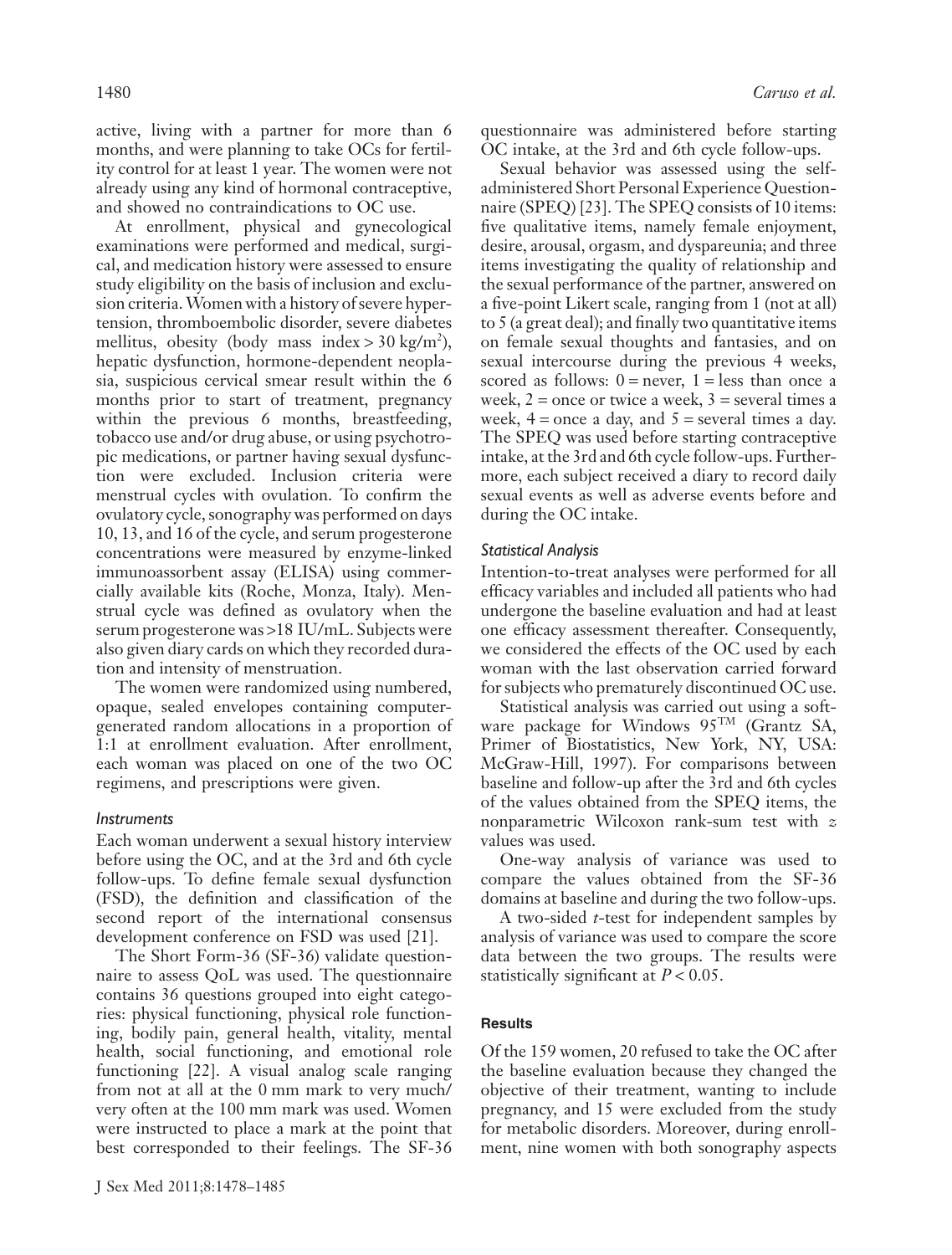active, living with a partner for more than 6 months, and were planning to take OCs for fertility control for at least 1 year. The women were not already using any kind of hormonal contraceptive, and showed no contraindications to OC use.

At enrollment, physical and gynecological examinations were performed and medical, surgical, and medication history were assessed to ensure study eligibility on the basis of inclusion and exclusion criteria. Women with a history of severe hypertension, thromboembolic disorder, severe diabetes mellitus, obesity (body mass index > 30 kg/m$^2$), hepatic dysfunction, hormone-dependent neoplasia, suspicious cervical smear result within the 6 months prior to start of treatment, pregnancy within the previous 6 months, breastfeeding, tobacco use and/or drug abuse, or using psychotropic medications, or partner having sexual dysfunction were excluded. Inclusion criteria were menstrual cycles with ovulation. To confirm the ovulatory cycle, sonography was performed on days 10, 13, and 16 of the cycle, and serum progesterone concentrations were measured by enzyme-linked immunoassorbent assay (ELISA) using commercially available kits (Roche, Monza, Italy). Menstrual cycle was defined as ovulatory when the serum progesterone was >18 IU/mL. Subjects were also given diary cards on which they recorded duration and intensity of menstruation.

The women were randomized using numbered, opaque, sealed envelopes containing computer-generated random allocations in a proportion of 1:1 at enrollment evaluation. After enrollment, each woman was placed on one of the two OC regimens, and prescriptions were given.

### Instruments

Each woman underwent a sexual history interview before using the OC, and at the 3rd and 6th cycle follow-ups. To define female sexual dysfunction (FSD), the definition and classification of the second report of the international consensus development conference on FSD was used [21].

The Short Form-36 (SF-36) validate questionnaire to assess QoL was used. The questionnaire contains 36 questions grouped into eight categories: physical functioning, physical role functioning, bodily pain, general health, vitality, mental health, social functioning, and emotional role functioning [22]. A visual analog scale ranging from not at all at the 0 mm mark to very much/very often at the 100 mm mark was used. Women were instructed to place a mark at the point that best corresponded to their feelings. The SF-36 questionnaire was administered before starting OC intake, at the 3rd and 6th cycle follow-ups.

Sexual behavior was assessed using the self-administered Short Personal Experience Questionnaire (SPEQ) [23]. The SPEQ consists of 10 items: five qualitative items, namely female enjoyment, desire, arousal, orgasm, and dyspareunia; and three items investigating the quality of relationship and the sexual performance of the partner, answered on a five-point Likert scale, ranging from 1 (not at all) to 5 (a great deal); and finally two quantitative items on female sexual thoughts and fantasies, and on sexual intercourse during the previous 4 weeks, scored as follows: 0 = never, 1 = less than once a week, 2 = once or twice a week, 3 = several times a week, 4 = once a day, and 5 = several times a day. The SPEQ was used before starting contraceptive intake, at the 3rd and 6th cycle follow-ups. Furthermore, each subject received a diary to record daily sexual events as well as adverse events before and during the OC intake.

### Statistical Analysis

Intention-to-treat analyses were performed for all efficacy variables and included all patients who had undergone the baseline evaluation and had at least one efficacy assessment thereafter. Consequently, we considered the effects of the OC used by each woman with the last observation carried forward for subjects who prematurely discontinued OC use.

Statistical analysis was carried out using a software package for Windows 95™ (Grantz SA, Primer of Biostatistics, New York, NY, USA: McGraw-Hill, 1997). For comparisons between baseline and follow-up after the 3rd and 6th cycles of the values obtained from the SPEQ items, the nonparametric Wilcoxon rank-sum test with $z$ values was used.

One-way analysis of variance was used to compare the values obtained from the SF-36 domains at baseline and during the two follow-ups.

A two-sided $t$-test for independent samples by analysis of variance was used to compare the score data between the two groups. The results were statistically significant at $P < 0.05$.

## Results

Of the 159 women, 20 refused to take the OC after the baseline evaluation because they changed the objective of their treatment, wanting to include pregnancy, and 15 were excluded from the study for metabolic disorders. Moreover, during enrollment, nine women with both sonography aspects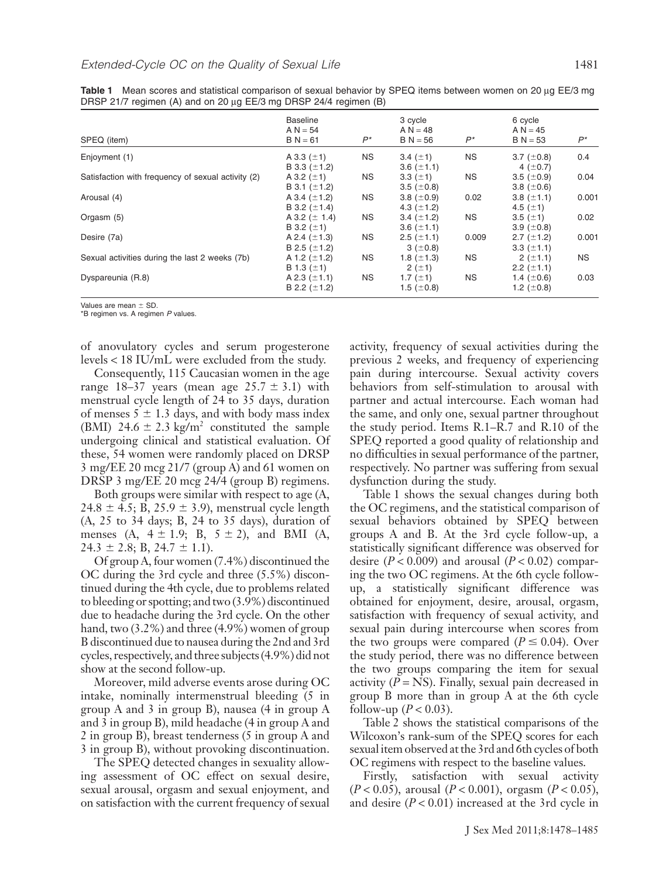**Table 1** Mean scores and statistical comparison of sexual behavior by SPEQ items between women on 20 μg EE/3 mg DRSP 21/7 regimen (A) and on 20 μg EE/3 mg DRSP 24/4 regimen (B)

| SPEQ (item) | Baseline A N = 54 B N = 61 | $P^*$ | 3 cycle A N = 48 B N = 56 | $P^*$ | 6 cycle A N = 45 B N = 53 | $P^*$ |
|---|---|---|---|---|---|---|
| Enjoyment (1) | A 3.3 (±1) B 3.3 (±1.2) | NS | 3.4 (±1) 3.6 (±1.1) | NS | 3.7 (±0.8) 4 (±0.7) | 0.4 |
| Satisfaction with frequency of sexual activity (2) | A 3.2 (±1) B 3.1 (±1.2) | NS | 3.3 (±1) 3.5 (±0.8) | NS | 3.5 (±0.9) 3.8 (±0.6) | 0.04 |
| Arousal (4) | A 3.4 (±1.2) B 3.2 (±1.4) | NS | 3.8 (±0.9) 4.3 (±1.2) | 0.02 | 3.8 (±1.1) 4.5 (±1) | 0.001 |
| Orgasm (5) | A 3.2 (± 1.4) B 3.2 (±1) | NS | 3.4 (±1.2) 3.6 (±1.1) | NS | 3.5 (±1) 3.9 (±0.8) | 0.02 |
| Desire (7a) | A 2.4 (±1.3) B 2.5 (±1.2) | NS | 2.5 (±1.1) 3 (±0.8) | 0.009 | 2.7 (±1.2) 3.3 (±1.1) | 0.001 |
| Sexual activities during the last 2 weeks (7b) | A 1.2 (±1.2) B 1.3 (±1) | NS | 1.8 (±1.3) 2 (±1) | NS | 2 (±1.1) 2.2 (±1.1) | NS |
| Dyspareunia (R.8) | A 2.3 (±1.1) B 2.2 (±1.2) | NS | 1.7 (±1) 1.5 (±0.8) | NS | 1.4 (±0.6) 1.2 (±0.8) | 0.03 |

Values are mean ± SD.
*B regimen vs. A regimen *P* values.

of anovulatory cycles and serum progesterone levels < 18 IU/mL were excluded from the study.

Consequently, 115 Caucasian women in the age range 18–37 years (mean age 25.7 ± 3.1) with menstrual cycle length of 24 to 35 days, duration of menses 5 ± 1.3 days, and with body mass index (BMI) 24.6 ± 2.3 kg/m$^2$ constituted the sample undergoing clinical and statistical evaluation. Of these, 54 women were randomly placed on DRSP 3 mg/EE 20 mcg 21/7 (group A) and 61 women on DRSP 3 mg/EE 20 mcg 24/4 (group B) regimens.

Both groups were similar with respect to age (A, 24.8 ± 4.5; B, 25.9 ± 3.9), menstrual cycle length (A, 25 to 34 days; B, 24 to 35 days), duration of menses (A, 4 ± 1.9; B, 5 ± 2), and BMI (A, 24.3 ± 2.8; B, 24.7 ± 1.1).

Of group A, four women (7.4%) discontinued the OC during the 3rd cycle and three (5.5%) discontinued during the 4th cycle, due to problems related to bleeding or spotting; and two (3.9%) discontinued due to headache during the 3rd cycle. On the other hand, two (3.2%) and three (4.9%) women of group B discontinued due to nausea during the 2nd and 3rd cycles, respectively, and three subjects (4.9%) did not show at the second follow-up.

Moreover, mild adverse events arose during OC intake, nominally intermenstrual bleeding (5 in group A and 3 in group B), nausea (4 in group A and 3 in group B), mild headache (4 in group A and 2 in group B), breast tenderness (5 in group A and 3 in group B), without provoking discontinuation.

The SPEQ detected changes in sexuality allowing assessment of OC effect on sexual desire, sexual arousal, orgasm and sexual enjoyment, and on satisfaction with the current frequency of sexual activity, frequency of sexual activities during the previous 2 weeks, and frequency of experiencing pain during intercourse. Sexual activity covers behaviors from self-stimulation to arousal with partner and actual intercourse. Each woman had the same, and only one, sexual partner throughout the study period. Items R.1–R.7 and R.10 of the SPEQ reported a good quality of relationship and no difficulties in sexual performance of the partner, respectively. No partner was suffering from sexual dysfunction during the study.

Table 1 shows the sexual changes during both the OC regimens, and the statistical comparison of sexual behaviors obtained by SPEQ between groups A and B. At the 3rd cycle follow-up, a statistically significant difference was observed for desire ($P < 0.009$) and arousal ($P < 0.02$) comparing the two OC regimens. At the 6th cycle follow-up, a statistically significant difference was obtained for enjoyment, desire, arousal, orgasm, satisfaction with frequency of sexual activity, and sexual pain during intercourse when scores from the two groups were compared ($P \leq 0.04$). Over the study period, there was no difference between the two groups comparing the item for sexual activity ($P$ = NS). Finally, sexual pain decreased in group B more than in group A at the 6th cycle follow-up ($P < 0.03$).

Table 2 shows the statistical comparisons of the Wilcoxon's rank-sum of the SPEQ scores for each sexual item observed at the 3rd and 6th cycles of both OC regimens with respect to the baseline values.

Firstly, satisfaction with sexual activity ($P < 0.05$), arousal ($P < 0.001$), orgasm ($P < 0.05$), and desire ($P < 0.01$) increased at the 3rd cycle in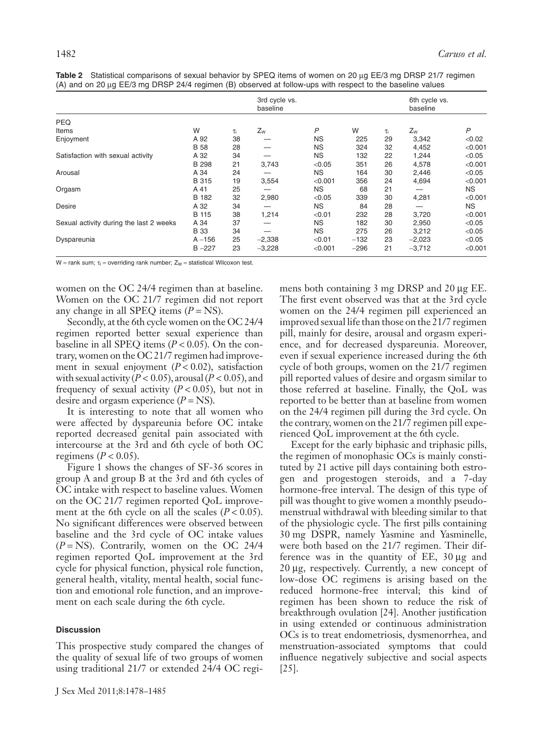**Table 2** Statistical comparisons of sexual behavior by SPEQ items of women on 20 μg EE/3 mg DRSP 21/7 regimen (A) and on 20 μg EE/3 mg DRSP 24/4 regimen (B) observed at follow-ups with respect to the baseline values

| | 3rd cycle vs. baseline | | | | 6th cycle vs. baseline | | | |
|---|---|---|---|---|---|---|---|---|
| PEQ Items | W | $\tau_i$ | $Z_W$ | $P$ | W | $\tau_i$ | $Z_W$ | $P$ |
| Enjoyment | A 92 | 38 | — | NS | 225 | 29 | 3,342 | <0.02 |
| | B 58 | 28 | — | NS | 324 | 32 | 4,452 | <0.001 |
| Satisfaction with sexual activity | A 32 | 34 | — | NS | 132 | 22 | 1,244 | <0.05 |
| | B 298 | 21 | 3,743 | <0.05 | 351 | 26 | 4,578 | <0.001 |
| Arousal | A 34 | 24 | — | NS | 164 | 30 | 2,446 | <0.05 |
| | B 315 | 19 | 3,554 | <0.001 | 356 | 24 | 4,694 | <0.001 |
| Orgasm | A 41 | 25 | — | NS | 68 | 21 | — | NS |
| | B 182 | 32 | 2,980 | <0.05 | 339 | 30 | 4,281 | <0.001 |
| Desire | A 32 | 34 | — | NS | 84 | 28 | — | NS |
| | B 115 | 38 | 1,214 | <0.01 | 232 | 28 | 3,720 | <0.001 |
| Sexual activity during the last 2 weeks | A 34 | 37 | — | NS | 182 | 30 | 2,950 | <0.05 |
| | B 33 | 34 | — | NS | 275 | 26 | 3,212 | <0.05 |
| Dyspareunia | A −156 | 25 | −2,338 | <0.01 | −132 | 23 | −2,023 | <0.05 |
| | B −227 | 23 | −3,228 | <0.001 | −296 | 21 | −3,712 | <0.001 |

W = rank sum; $\tau_i$ = overriding rank number; $Z_W$ = statistical Wilcoxon test.

women on the OC 24/4 regimen than at baseline. Women on the OC 21/7 regimen did not report any change in all SPEQ items ($P$ = NS).

Secondly, at the 6th cycle women on the OC 24/4 regimen reported better sexual experience than baseline in all SPEQ items ($P < 0.05$). On the contrary, women on the OC 21/7 regimen had improvement in sexual enjoyment ($P < 0.02$), satisfaction with sexual activity ($P < 0.05$), arousal ($P < 0.05$), and frequency of sexual activity ($P < 0.05$), but not in desire and orgasm experience ($P$ = NS).

It is interesting to note that all women who were affected by dyspareunia before OC intake reported decreased genital pain associated with intercourse at the 3rd and 6th cycle of both OC regimens ($P < 0.05$).

Figure 1 shows the changes of SF-36 scores in group A and group B at the 3rd and 6th cycles of OC intake with respect to baseline values. Women on the OC 21/7 regimen reported QoL improvement at the 6th cycle on all the scales ($P < 0.05$). No significant differences were observed between baseline and the 3rd cycle of OC intake values ($P$ = NS). Contrarily, women on the OC 24/4 regimen reported QoL improvement at the 3rd cycle for physical function, physical role function, general health, vitality, mental health, social function and emotional role function, and an improvement on each scale during the 6th cycle.

### Discussion

This prospective study compared the changes of the quality of sexual life of two groups of women using traditional 21/7 or extended 24/4 OC regimens both containing 3 mg DRSP and 20 μg EE. The first event observed was that at the 3rd cycle women on the 24/4 regimen pill experienced an improved sexual life than those on the 21/7 regimen pill, mainly for desire, arousal and orgasm experience, and for decreased dyspareunia. Moreover, even if sexual experience increased during the 6th cycle of both groups, women on the 21/7 regimen pill reported values of desire and orgasm similar to those referred at baseline. Finally, the QoL was reported to be better than at baseline from women on the 24/4 regimen pill during the 3rd cycle. On the contrary, women on the 21/7 regimen pill experienced QoL improvement at the 6th cycle.

Except for the early biphasic and triphasic pills, the regimen of monophasic OCs is mainly constituted by 21 active pill days containing both estrogen and progestogen steroids, and a 7-day hormone-free interval. The design of this type of pill was thought to give women a monthly pseudomenstrual withdrawal with bleeding similar to that of the physiologic cycle. The first pills containing 30 mg DSPR, namely Yasmine and Yasminelle, were both based on the 21/7 regimen. Their difference was in the quantity of EE, 30 μg and 20 μg, respectively. Currently, a new concept of low-dose OC regimens is arising based on the reduced hormone-free interval; this kind of regimen has been shown to reduce the risk of breakthrough ovulation [24]. Another justification in using extended or continuous administration OCs is to treat endometriosis, dysmenorrhea, and menstruation-associated symptoms that could influence negatively subjective and social aspects [25].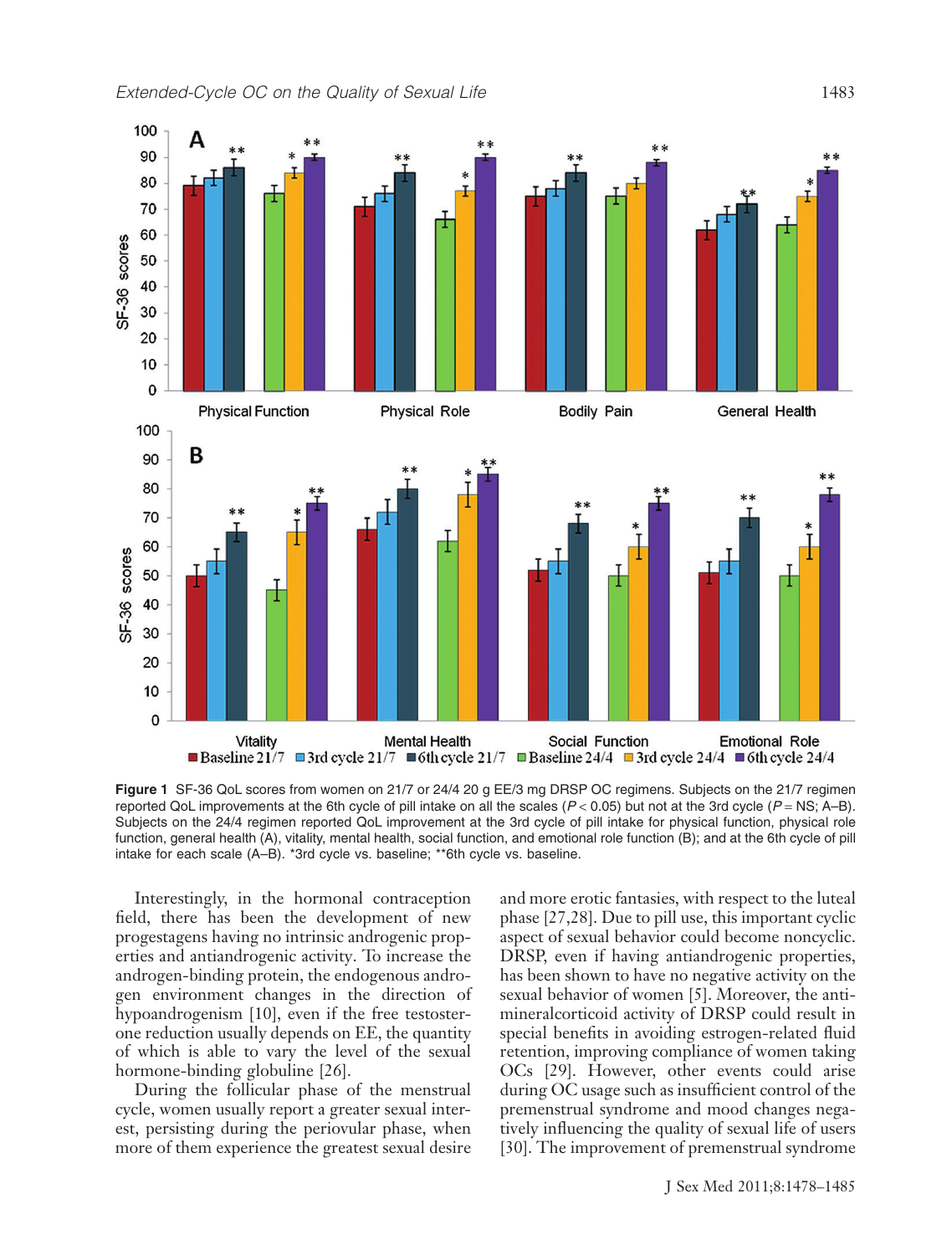**Figure 1** SF-36 QoL scores from women on 21/7 or 24/4 20 g EE/3 mg DRSP OC regimens. Subjects on the 21/7 regimen reported QoL improvements at the 6th cycle of pill intake on all the scales ($P < 0.05$) but not at the 3rd cycle ($P$ = NS; A–B). Subjects on the 24/4 regimen reported QoL improvement at the 3rd cycle of pill intake for physical function, physical role function, general health (A), vitality, mental health, social function, and emotional role function (B); and at the 6th cycle of pill intake for each scale (A–B). *3rd cycle vs. baseline; **6th cycle vs. baseline.

Interestingly, in the hormonal contraception field, there has been the development of new progestagens having no intrinsic androgenic properties and antiandrogenic activity. To increase the androgen-binding protein, the endogenous androgen environment changes in the direction of hypoandrogenism [10], even if the free testosterone reduction usually depends on EE, the quantity of which is able to vary the level of the sexual hormone-binding globuline [26].

During the follicular phase of the menstrual cycle, women usually report a greater sexual interest, persisting during the periovular phase, when more of them experience the greatest sexual desire and more erotic fantasies, with respect to the luteal phase [27,28]. Due to pill use, this important cyclic aspect of sexual behavior could become noncyclic. DRSP, even if having antiandrogenic properties, has been shown to have no negative activity on the sexual behavior of women [5]. Moreover, the antimineralcorticoid activity of DRSP could result in special benefits in avoiding estrogen-related fluid retention, improving compliance of women taking OCs [29]. However, other events could arise during OC usage such as insufficient control of the premenstrual syndrome and mood changes negatively influencing the quality of sexual life of users [30]. The improvement of premenstrual syndrome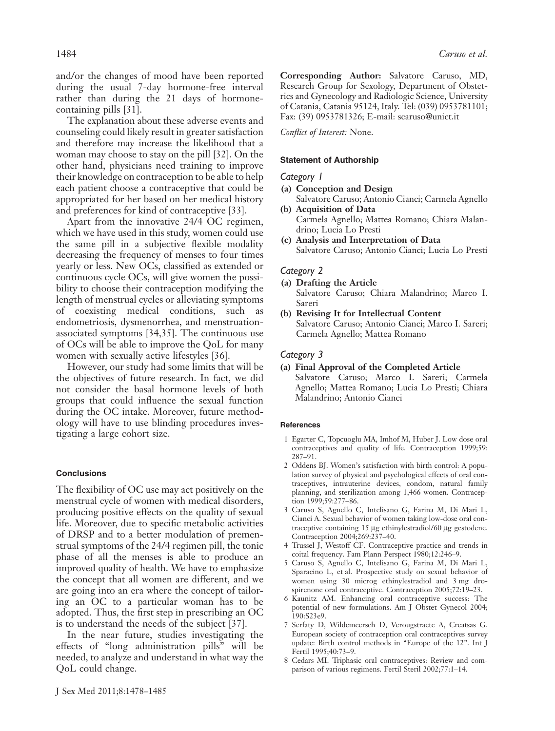and/or the changes of mood have been reported during the usual 7-day hormone-free interval rather than during the 21 days of hormone-containing pills [31].

The explanation about these adverse events and counseling could likely result in greater satisfaction and therefore may increase the likelihood that a woman may choose to stay on the pill [32]. On the other hand, physicians need training to improve their knowledge on contraception to be able to help each patient choose a contraceptive that could be appropriated for her based on her medical history and preferences for kind of contraceptive [33].

Apart from the innovative 24/4 OC regimen, which we have used in this study, women could use the same pill in a subjective flexible modality decreasing the frequency of menses to four times yearly or less. New OCs, classified as extended or continuous cycle OCs, will give women the possibility to choose their contraception modifying the length of menstrual cycles or alleviating symptoms of coexisting medical conditions, such as endometriosis, dysmenorrhea, and menstruation-associated symptoms [34,35]. The continuous use of OCs will be able to improve the QoL for many women with sexually active lifestyles [36].

However, our study had some limits that will be the objectives of future research. In fact, we did not consider the basal hormone levels of both groups that could influence the sexual function during the OC intake. Moreover, future methodology will have to use blinding procedures investigating a large cohort size.

## Conclusions

The flexibility of OC use may act positively on the menstrual cycle of women with medical disorders, producing positive effects on the quality of sexual life. Moreover, due to specific metabolic activities of DRSP and to a better modulation of premenstrual symptoms of the 24/4 regimen pill, the tonic phase of all the menses is able to produce an improved quality of health. We have to emphasize the concept that all women are different, and we are going into an era where the concept of tailoring an OC to a particular woman has to be adopted. Thus, the first step in prescribing an OC is to understand the needs of the subject [37].

In the near future, studies investigating the effects of "long administration pills" will be needed, to analyze and understand in what way the QoL could change.

**Corresponding Author:** Salvatore Caruso, MD, Research Group for Sexology, Department of Obstetrics and Gynecology and Radiologic Science, University of Catania, Catania 95124, Italy. Tel: (039) 0953781101; Fax: (39) 0953781326; E-mail: scaruso@unict.it

*Conflict of Interest:* None.

### Statement of Authorship

*Category 1*

**(a) Conception and Design**
Salvatore Caruso; Antonio Cianci; Carmela Agnello

**(b) Acquisition of Data**
Carmela Agnello; Mattea Romano; Chiara Malandrino; Lucia Lo Presti

**(c) Analysis and Interpretation of Data**
Salvatore Caruso; Antonio Cianci; Lucia Lo Presti

*Category 2*

**(a) Drafting the Article**
Salvatore Caruso; Chiara Malandrino; Marco I. Sareri

**(b) Revising It for Intellectual Content**
Salvatore Caruso; Antonio Cianci; Marco I. Sareri; Carmela Agnello; Mattea Romano

*Category 3*

**(a) Final Approval of the Completed Article**
Salvatore Caruso; Marco I. Sareri; Carmela Agnello; Mattea Romano; Lucia Lo Presti; Chiara Malandrino; Antonio Cianci

### References

1 Egarter C, Topcuoglu MA, Imhof M, Huber J. Low dose oral contraceptives and quality of life. Contraception 1999;59:287–91.

2 Oddens BJ. Women's satisfaction with birth control: A population survey of physical and psychological effects of oral contraceptives, intrauterine devices, condom, natural family planning, and sterilization among 1,466 women. Contraception 1999;59:277–86.

3 Caruso S, Agnello C, Intelisano G, Farina M, Di Mari L, Cianci A. Sexual behavior of women taking low-dose oral contraceptive containing 15 μg ethinylestradiol/60 μg gestodene. Contraception 2004;269:237–40.

4 Trussel J, Westoff CF. Contraceptive practice and trends in coital frequency. Fam Plann Perspect 1980;12:246–9.

5 Caruso S, Agnello C, Intelisano G, Farina M, Di Mari L, Sparacino L, et al. Prospective study on sexual behavior of women using 30 microg ethinylestradiol and 3 mg drospirenone oral contraceptive. Contraception 2005;72:19–23.

6 Kaunitz AM. Enhancing oral contraceptive success: The potential of new formulations. Am J Obstet Gynecol 2004; 190:S23e9.

7 Serfaty D, Wildemeersch D, Verougstraete A, Creatsas G. European society of contraception oral contraceptives survey update: Birth control methods in "Europe of the 12". Int J Fertil 1995;40:73–9.

8 Cedars MI. Triphasic oral contraceptives: Review and comparison of various regimens. Fertil Steril 2002;77:1–14.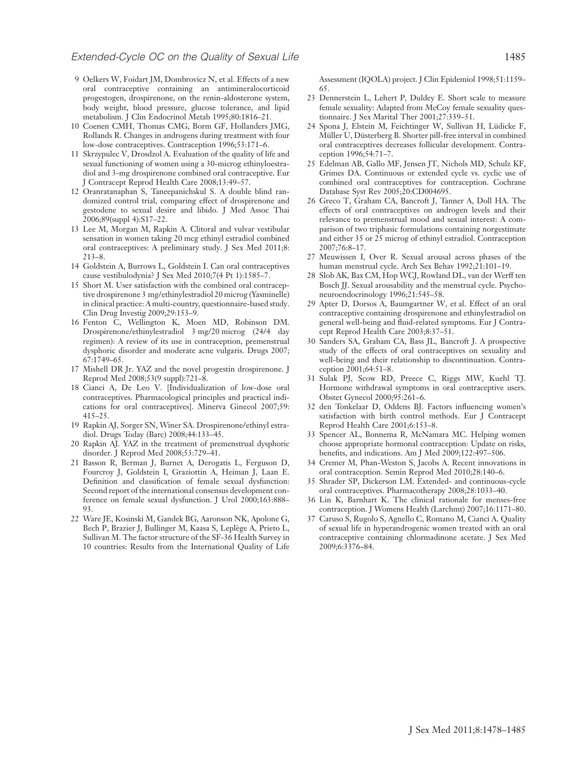9 Oelkers W, Foidart JM, Dombrovicz N, et al. Effects of a new oral contraceptive containing an antimineralocorticoid progestogen, drospirenone, on the renin-aldosterone system, body weight, blood pressure, glucose tolerance, and lipid metabolism. J Clin Endocrinol Metab 1995;80:1816–21.

10 Coenen CMH, Thomas CMG, Borm GF, Hollanders JMG, Rollands R. Changes in androgens during treatment with four low-dose contraceptives. Contraception 1996;53:171–6.

11 Skrzypulec V, Drosdzol A. Evaluation of the quality of life and sexual functioning of women using a 30-microg ethinyloestradiol and 3-mg drospirenone combined oral contraceptive. Eur J Contracept Reprod Health Care 2008;13:49–57.

12 Oranratanaphan S, Taneepanichskul S. A double blind randomized control trial, comparing effect of drospirenone and gestodene to sexual desire and libido. J Med Assoc Thai 2006;89(suppl 4):S17–22.

13 Lee M, Morgan M, Rapkin A. Clitoral and vulvar vestibular sensation in women taking 20 mcg ethinyl estradiol combined oral contraceptives: A preliminary study. J Sex Med 2011;8: 213–8.

14 Goldstein A, Burrows L, Goldstein I. Can oral contraceptives cause vestibulodynia? J Sex Med 2010;7(4 Pt 1):1585–7.

15 Short M. User satisfaction with the combined oral contraceptive drospirenone 3 mg/ethinylestradiol 20 microg (Yasminelle) in clinical practice: A multi-country, questionnaire-based study. Clin Drug Investig 2009;29:153–9.

16 Fenton C, Wellington K, Moen MD, Robinson DM. Drospirenone/ethinylestradiol 3 mg/20 microg (24/4 day regimen): A review of its use in contraception, premenstrual dysphoric disorder and moderate acne vulgaris. Drugs 2007; 67:1749–65.

17 Mishell DR Jr. YAZ and the novel progestin drospirenone. J Reprod Med 2008;53(9 suppl):721–8.

18 Cianci A, De Leo V. [Individualization of low-dose oral contraceptives. Pharmacological principles and practical indications for oral contraceptives]. Minerva Ginecol 2007;59: 415–25.

19 Rapkin AJ, Sorger SN, Winer SA. Drospirenone/ethinyl estradiol. Drugs Today (Barc) 2008;44:133–45.

20 Rapkin AJ. YAZ in the treatment of premenstrual dysphoric disorder. J Reprod Med 2008;53:729–41.

21 Basson R, Berman J, Burnet A, Derogatis L, Ferguson D, Fourcroy J, Goldstein I, Graziottin A, Heiman J, Laan E. Definition and classification of female sexual dysfunction: Second report of the international consensus development conference on female sexual dysfunction. J Urol 2000;163:888–93.

22 Ware JE, Kosinski M, Gandek BG, Aaronson NK, Apolone G, Bech P, Brazier J, Bullinger M, Kaasa S, Leplège A, Prieto L, Sullivan M. The factor structure of the SF-36 Health Survey in 10 countries: Results from the International Quality of Life Assessment (IQOLA) project. J Clin Epidemiol 1998;51:1159–65.

23 Dennerstein L, Lehert P, Dudley E. Short scale to measure female sexuality: Adapted from McCoy female sexuality questionnaire. J Sex Marital Ther 2001;27:339–51.

24 Spona J, Elstein M, Feichtinger W, Sullivan H, Lüdicke F, Müller U, Düsterberg B. Shorter pill-free interval in combined oral contraceptives decreases follicular development. Contraception 1996;54:71–7.

25 Edelman AB, Gallo MF, Jensen JT, Nichols MD, Schulz KF, Grimes DA. Continuous or extended cycle vs. cyclic use of combined oral contraceptives for contraception. Cochrane Database Syst Rev 2005;20:CD004695.

26 Greco T, Graham CA, Bancroft J, Tanner A, Doll HA. The effects of oral contraceptives on androgen levels and their relevance to premenstrual mood and sexual interest: A comparison of two triphasic formulations containing norgestimate and either 35 or 25 microg of ethinyl estradiol. Contraception 2007;76:8–17.

27 Meuwissen I, Over R. Sexual arousal across phases of the human menstrual cycle. Arch Sex Behav 1992;21:101–19.

28 Slob AK, Bax CM, Hop WCJ, Rowland DL, van der Werff ten Bosch JJ. Sexual arousability and the menstrual cycle. Psychoneuroendocrinology 1996;21:545–58.

29 Apter D, Dorsos A, Baumgartner W, et al. Effect of an oral contraceptive containing drospirenone and ethinylestradiol on general well-being and fluid-related symptoms. Eur J Contracept Reprod Health Care 2003;8:37–51.

30 Sanders SA, Graham CA, Bass JL, Bancroft J. A prospective study of the effects of oral contraceptives on sexuality and well-being and their relationship to discontinuation. Contraception 2001;64:51–8.

31 Sulak PJ, Scow RD, Preece C, Riggs MW, Kuehl TJ. Hormone withdrawal symptoms in oral contraceptive users. Obstet Gynecol 2000;95:261–6.

32 den Tonkelaar D, Oddens BJ. Factors influencing women's satisfaction with birth control methods. Eur J Contracept Reprod Health Care 2001;6:153–8.

33 Spencer AL, Bonnema R, McNamara MC. Helping women choose appropriate hormonal contraception: Update on risks, benefits, and indications. Am J Med 2009;122:497–506.

34 Cremer M, Phan-Weston S, Jacobs A. Recent innovations in oral contraception. Semin Reprod Med 2010;28:140–6.

35 Shrader SP, Dickerson LM. Extended- and continuous-cycle oral contraceptives. Pharmacotherapy 2008;28:1033–40.

36 Lin K, Barnhart K. The clinical rationale for menses-free contraception. J Womens Health (Larchmt) 2007;16:1171–80.

37 Caruso S, Rugolo S, Agnello C, Romano M, Cianci A. Quality of sexual life in hyperandrogenic women treated with an oral contraceptive containing chlormadinone acetate. J Sex Med 2009;6:3376–84.